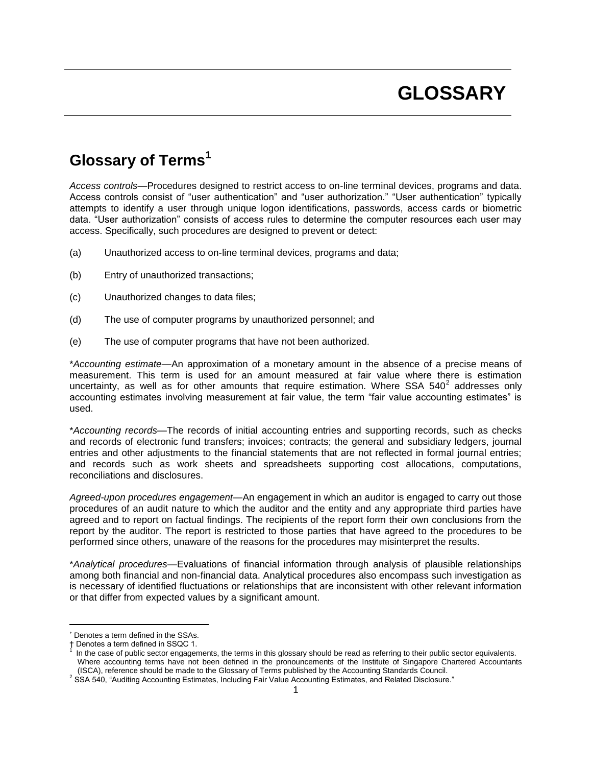# GLOSSARY

## Glossary of Terms[1]

*Access controls*—Procedures designed to restrict access to on-line terminal devices, programs and data. Access controls consist of "user authentication" and "user authorization." "User authentication" typically attempts to identify a user through unique logon identifications, passwords, access cards or biometric data. "User authorization" consists of access rules to determine the computer resources each user may access. Specifically, such procedures are designed to prevent or detect:

(a) Unauthorized access to on-line terminal devices, programs and data;

(b) Entry of unauthorized transactions;

(c) Unauthorized changes to data files;

(d) The use of computer programs by unauthorized personnel; and

(e) The use of computer programs that have not been authorized.

*\*Accounting estimate*—An approximation of a monetary amount in the absence of a precise means of measurement. This term is used for an amount measured at fair value where there is estimation uncertainty, as well as for other amounts that require estimation. Where SSA 540[2] addresses only accounting estimates involving measurement at fair value, the term "fair value accounting estimates" is used.

*\*Accounting records*—The records of initial accounting entries and supporting records, such as checks and records of electronic fund transfers; invoices; contracts; the general and subsidiary ledgers, journal entries and other adjustments to the financial statements that are not reflected in formal journal entries; and records such as work sheets and spreadsheets supporting cost allocations, computations, reconciliations and disclosures.

*Agreed-upon procedures engagement*—An engagement in which an auditor is engaged to carry out those procedures of an audit nature to which the auditor and the entity and any appropriate third parties have agreed and to report on factual findings. The recipients of the report form their own conclusions from the report by the auditor. The report is restricted to those parties that have agreed to the procedures to be performed since others, unaware of the reasons for the procedures may misinterpret the results.

*\*Analytical procedures*—Evaluations of financial information through analysis of plausible relationships among both financial and non-financial data. Analytical procedures also encompass such investigation as is necessary of identified fluctuations or relationships that are inconsistent with other relevant information or that differ from expected values by a significant amount.

---

\* Denotes a term defined in the SSAs.

† Denotes a term defined in SSQC 1.

[1] In the case of public sector engagements, the terms in this glossary should be read as referring to their public sector equivalents. Where accounting terms have not been defined in the pronouncements of the Institute of Singapore Chartered Accountants (ISCA), reference should be made to the Glossary of Terms published by the Accounting Standards Council.

[2] SSA 540, "Auditing Accounting Estimates, Including Fair Value Accounting Estimates, and Related Disclosure."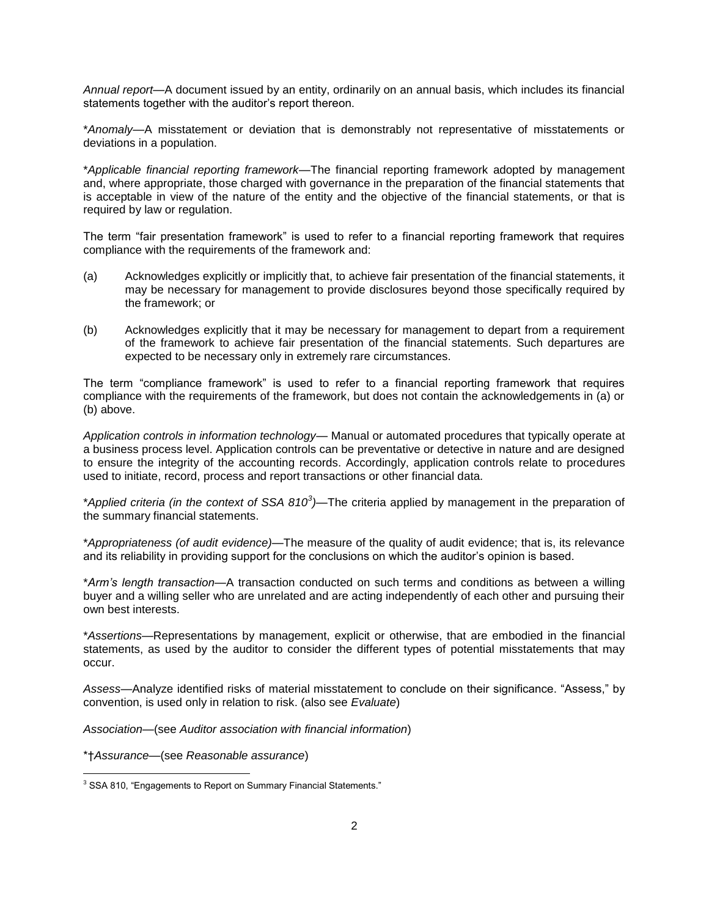*Annual report*—A document issued by an entity, ordinarily on an annual basis, which includes its financial statements together with the auditor's report thereon.

*​*Anomaly*—A misstatement or deviation that is demonstrably not representative of misstatements or deviations in a population.

*​*Applicable financial reporting framework*—The financial reporting framework adopted by management and, where appropriate, those charged with governance in the preparation of the financial statements that is acceptable in view of the nature of the entity and the objective of the financial statements, or that is required by law or regulation.

The term "fair presentation framework" is used to refer to a financial reporting framework that requires compliance with the requirements of the framework and:

(a) Acknowledges explicitly or implicitly that, to achieve fair presentation of the financial statements, it may be necessary for management to provide disclosures beyond those specifically required by the framework; or

(b) Acknowledges explicitly that it may be necessary for management to depart from a requirement of the framework to achieve fair presentation of the financial statements. Such departures are expected to be necessary only in extremely rare circumstances.

The term "compliance framework" is used to refer to a financial reporting framework that requires compliance with the requirements of the framework, but does not contain the acknowledgements in (a) or (b) above.

*Application controls in information technology*— Manual or automated procedures that typically operate at a business process level. Application controls can be preventative or detective in nature and are designed to ensure the integrity of the accounting records. Accordingly, application controls relate to procedures used to initiate, record, process and report transactions or other financial data.

*​*Applied criteria (in the context of SSA 810[3])*—The criteria applied by management in the preparation of the summary financial statements.

*​*Appropriateness (of audit evidence)*—The measure of the quality of audit evidence; that is, its relevance and its reliability in providing support for the conclusions on which the auditor's opinion is based.

*​*Arm's length transaction*—A transaction conducted on such terms and conditions as between a willing buyer and a willing seller who are unrelated and are acting independently of each other and pursuing their own best interests.

*​*Assertions*—Representations by management, explicit or otherwise, that are embodied in the financial statements, as used by the auditor to consider the different types of potential misstatements that may occur.

*Assess*—Analyze identified risks of material misstatement to conclude on their significance. "Assess," by convention, is used only in relation to risk. (also see *Evaluate*)

*Association*—(see *Auditor association with financial information*)

*†*Assurance*—(see *Reasonable assurance*)

[3] SSA 810, "Engagements to Report on Summary Financial Statements."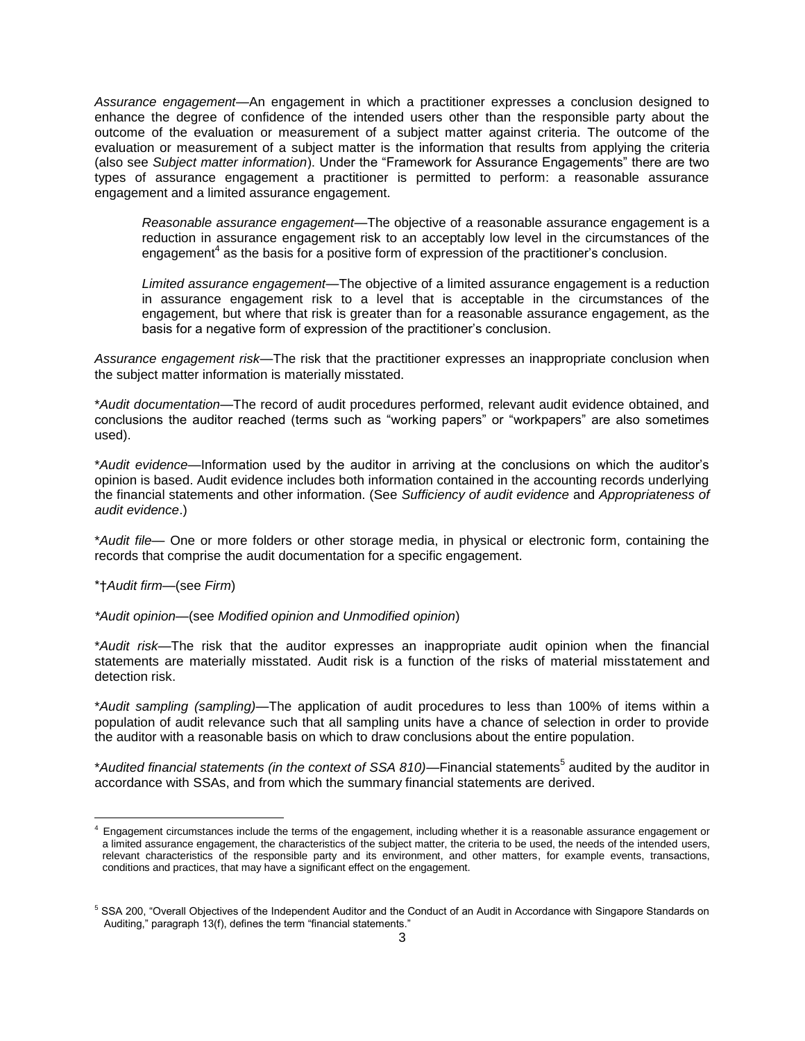*Assurance engagement*—An engagement in which a practitioner expresses a conclusion designed to enhance the degree of confidence of the intended users other than the responsible party about the outcome of the evaluation or measurement of a subject matter against criteria. The outcome of the evaluation or measurement of a subject matter is the information that results from applying the criteria (also see *Subject matter information*). Under the "Framework for Assurance Engagements" there are two types of assurance engagement a practitioner is permitted to perform: a reasonable assurance engagement and a limited assurance engagement.

> *Reasonable assurance engagement*—The objective of a reasonable assurance engagement is a reduction in assurance engagement risk to an acceptably low level in the circumstances of the engagement[4] as the basis for a positive form of expression of the practitioner's conclusion.
>
> *Limited assurance engagement*—The objective of a limited assurance engagement is a reduction in assurance engagement risk to a level that is acceptable in the circumstances of the engagement, but where that risk is greater than for a reasonable assurance engagement, as the basis for a negative form of expression of the practitioner's conclusion.

*Assurance engagement risk*—The risk that the practitioner expresses an inappropriate conclusion when the subject matter information is materially misstated.

\**Audit documentation*—The record of audit procedures performed, relevant audit evidence obtained, and conclusions the auditor reached (terms such as "working papers" or "workpapers" are also sometimes used).

\**Audit evidence*—Information used by the auditor in arriving at the conclusions on which the auditor's opinion is based. Audit evidence includes both information contained in the accounting records underlying the financial statements and other information. (See *Sufficiency of audit evidence* and *Appropriateness of audit evidence*.)

\**Audit file*— One or more folders or other storage media, in physical or electronic form, containing the records that comprise the audit documentation for a specific engagement.

\*†*Audit firm*—(see *Firm*)

\**Audit opinion*—(see *Modified opinion and Unmodified opinion*)

\**Audit risk*—The risk that the auditor expresses an inappropriate audit opinion when the financial statements are materially misstated. Audit risk is a function of the risks of material misstatement and detection risk.

\**Audit sampling (sampling)*—The application of audit procedures to less than 100% of items within a population of audit relevance such that all sampling units have a chance of selection in order to provide the auditor with a reasonable basis on which to draw conclusions about the entire population.

\**Audited financial statements (in the context of SSA 810)*—Financial statements[5] audited by the auditor in accordance with SSAs, and from which the summary financial statements are derived.

---

[4] Engagement circumstances include the terms of the engagement, including whether it is a reasonable assurance engagement or a limited assurance engagement, the characteristics of the subject matter, the criteria to be used, the needs of the intended users, relevant characteristics of the responsible party and its environment, and other matters, for example events, transactions, conditions and practices, that may have a significant effect on the engagement.

[5] SSA 200, "Overall Objectives of the Independent Auditor and the Conduct of an Audit in Accordance with Singapore Standards on Auditing," paragraph 13(f), defines the term "financial statements."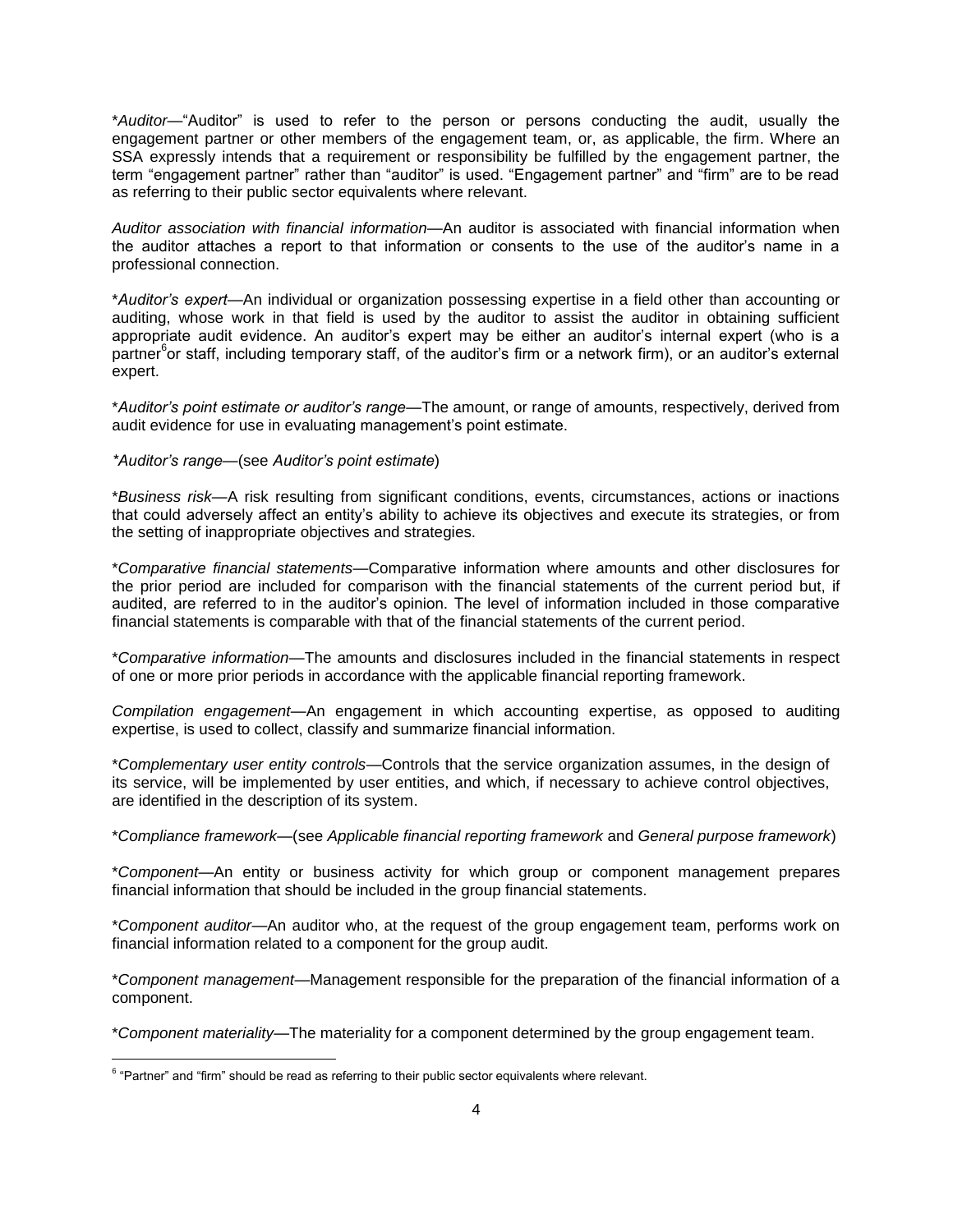*_Auditor_—"Auditor" is used to refer to the person or persons conducting the audit, usually the engagement partner or other members of the engagement team, or, as applicable, the firm. Where an SSA expressly intends that a requirement or responsibility be fulfilled by the engagement partner, the term "engagement partner" rather than "auditor" is used. "Engagement partner" and "firm" are to be read as referring to their public sector equivalents where relevant.

_Auditor association with financial information_—An auditor is associated with financial information when the auditor attaches a report to that information or consents to the use of the auditor's name in a professional connection.

*_Auditor's expert_—An individual or organization possessing expertise in a field other than accounting or auditing, whose work in that field is used by the auditor to assist the auditor in obtaining sufficient appropriate audit evidence. An auditor's expert may be either an auditor's internal expert (who is a partner[6] or staff, including temporary staff, of the auditor's firm or a network firm), or an auditor's external expert.

*_Auditor's point estimate or auditor's range_—The amount, or range of amounts, respectively, derived from audit evidence for use in evaluating management's point estimate.

*_Auditor's range_—(see _Auditor's point estimate_)

*_Business risk_—A risk resulting from significant conditions, events, circumstances, actions or inactions that could adversely affect an entity's ability to achieve its objectives and execute its strategies, or from the setting of inappropriate objectives and strategies.

*_Comparative financial statements_—Comparative information where amounts and other disclosures for the prior period are included for comparison with the financial statements of the current period but, if audited, are referred to in the auditor's opinion. The level of information included in those comparative financial statements is comparable with that of the financial statements of the current period.

*_Comparative information_—The amounts and disclosures included in the financial statements in respect of one or more prior periods in accordance with the applicable financial reporting framework.

_Compilation engagement_—An engagement in which accounting expertise, as opposed to auditing expertise, is used to collect, classify and summarize financial information.

*_Complementary user entity controls_—Controls that the service organization assumes, in the design of its service, will be implemented by user entities, and which, if necessary to achieve control objectives, are identified in the description of its system.

*_Compliance framework_—(see _Applicable financial reporting framework_ and _General purpose framework_)

*_Component_—An entity or business activity for which group or component management prepares financial information that should be included in the group financial statements.

*_Component auditor_—An auditor who, at the request of the group engagement team, performs work on financial information related to a component for the group audit.

*_Component management_—Management responsible for the preparation of the financial information of a component.

*_Component materiality_—The materiality for a component determined by the group engagement team.

---

[6] "Partner" and "firm" should be read as referring to their public sector equivalents where relevant.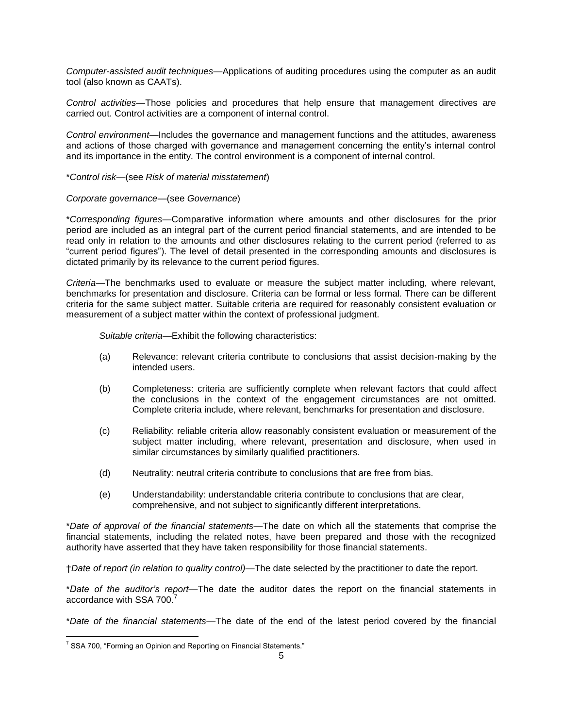*Computer-assisted audit techniques*—Applications of auditing procedures using the computer as an audit tool (also known as CAATs).

*Control activities*—Those policies and procedures that help ensure that management directives are carried out. Control activities are a component of internal control.

*Control environment*—Includes the governance and management functions and the attitudes, awareness and actions of those charged with governance and management concerning the entity's internal control and its importance in the entity. The control environment is a component of internal control.

*\*Control risk*—(see *Risk of material misstatement*)

*Corporate governance*—(see *Governance*)

\**Corresponding figures*—Comparative information where amounts and other disclosures for the prior period are included as an integral part of the current period financial statements, and are intended to be read only in relation to the amounts and other disclosures relating to the current period (referred to as "current period figures"). The level of detail presented in the corresponding amounts and disclosures is dictated primarily by its relevance to the current period figures.

*Criteria*—The benchmarks used to evaluate or measure the subject matter including, where relevant, benchmarks for presentation and disclosure. Criteria can be formal or less formal. There can be different criteria for the same subject matter. Suitable criteria are required for reasonably consistent evaluation or measurement of a subject matter within the context of professional judgment.

*Suitable criteria*—Exhibit the following characteristics:

(a) Relevance: relevant criteria contribute to conclusions that assist decision-making by the intended users.

(b) Completeness: criteria are sufficiently complete when relevant factors that could affect the conclusions in the context of the engagement circumstances are not omitted. Complete criteria include, where relevant, benchmarks for presentation and disclosure.

(c) Reliability: reliable criteria allow reasonably consistent evaluation or measurement of the subject matter including, where relevant, presentation and disclosure, when used in similar circumstances by similarly qualified practitioners.

(d) Neutrality: neutral criteria contribute to conclusions that are free from bias.

(e) Understandability: understandable criteria contribute to conclusions that are clear, comprehensive, and not subject to significantly different interpretations.

\**Date of approval of the financial statements*—The date on which all the statements that comprise the financial statements, including the related notes, have been prepared and those with the recognized authority have asserted that they have taken responsibility for those financial statements.

†*Date of report (in relation to quality control)*—The date selected by the practitioner to date the report.

\**Date of the auditor's report*—The date the auditor dates the report on the financial statements in accordance with SSA 700.[7]

\**Date of the financial statements*—The date of the end of the latest period covered by the financial

[7] SSA 700, "Forming an Opinion and Reporting on Financial Statements."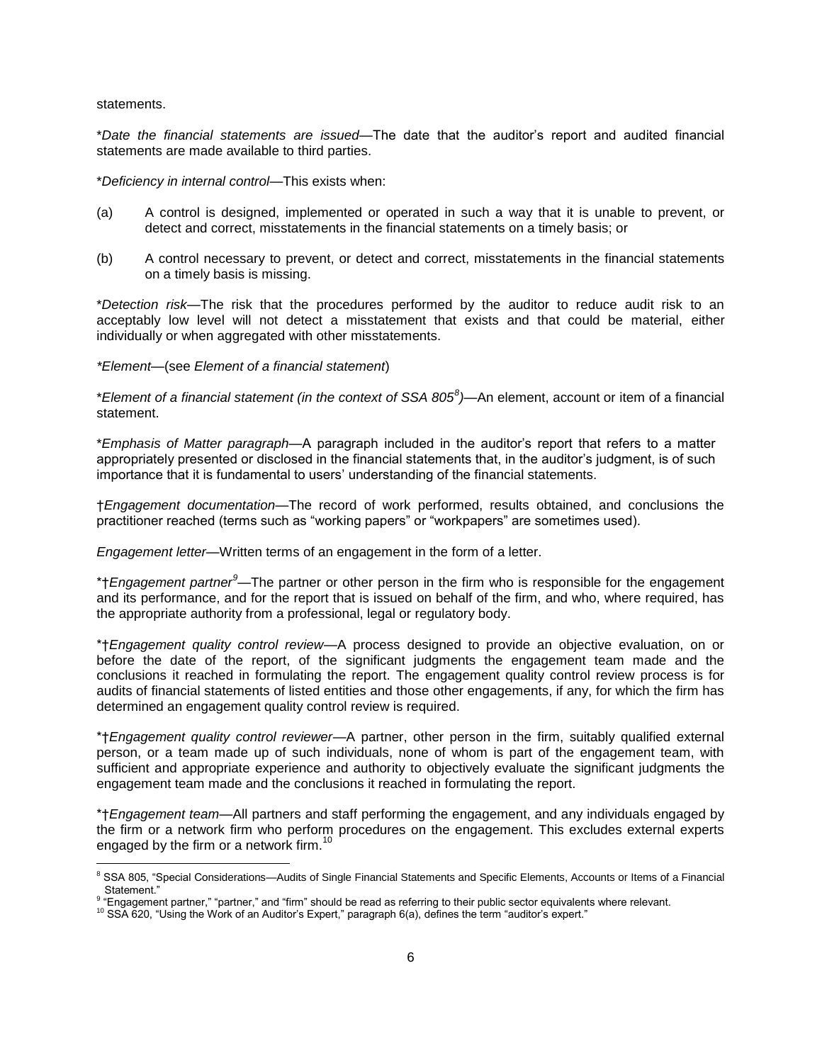statements.

*_Date the financial statements are issued_—The date that the auditor's report and audited financial statements are made available to third parties.

*_Deficiency in internal control_—This exists when:

(a) A control is designed, implemented or operated in such a way that it is unable to prevent, or detect and correct, misstatements in the financial statements on a timely basis; or

(b) A control necessary to prevent, or detect and correct, misstatements in the financial statements on a timely basis is missing.

*_Detection risk_—The risk that the procedures performed by the auditor to reduce audit risk to an acceptably low level will not detect a misstatement that exists and that could be material, either individually or when aggregated with other misstatements.

*_Element_—(see _Element of a financial statement_)

*_Element of a financial statement (in the context of SSA 805_[8]_)_—An element, account or item of a financial statement.

*_Emphasis of Matter paragraph_—A paragraph included in the auditor's report that refers to a matter appropriately presented or disclosed in the financial statements that, in the auditor's judgment, is of such importance that it is fundamental to users' understanding of the financial statements.

†_Engagement documentation_—The record of work performed, results obtained, and conclusions the practitioner reached (terms such as "working papers" or "workpapers" are sometimes used).

_Engagement letter_—Written terms of an engagement in the form of a letter.

*†_Engagement partner_[9]—The partner or other person in the firm who is responsible for the engagement and its performance, and for the report that is issued on behalf of the firm, and who, where required, has the appropriate authority from a professional, legal or regulatory body.

*†_Engagement quality control review_—A process designed to provide an objective evaluation, on or before the date of the report, of the significant judgments the engagement team made and the conclusions it reached in formulating the report. The engagement quality control review process is for audits of financial statements of listed entities and those other engagements, if any, for which the firm has determined an engagement quality control review is required.

*†_Engagement quality control reviewer_—A partner, other person in the firm, suitably qualified external person, or a team made up of such individuals, none of whom is part of the engagement team, with sufficient and appropriate experience and authority to objectively evaluate the significant judgments the engagement team made and the conclusions it reached in formulating the report.

*†_Engagement team_—All partners and staff performing the engagement, and any individuals engaged by the firm or a network firm who perform procedures on the engagement. This excludes external experts engaged by the firm or a network firm.[10]

---

[8] SSA 805, "Special Considerations—Audits of Single Financial Statements and Specific Elements, Accounts or Items of a Financial Statement."

[9] "Engagement partner," "partner," and "firm" should be read as referring to their public sector equivalents where relevant.

[10] SSA 620, "Using the Work of an Auditor's Expert," paragraph 6(a), defines the term "auditor's expert."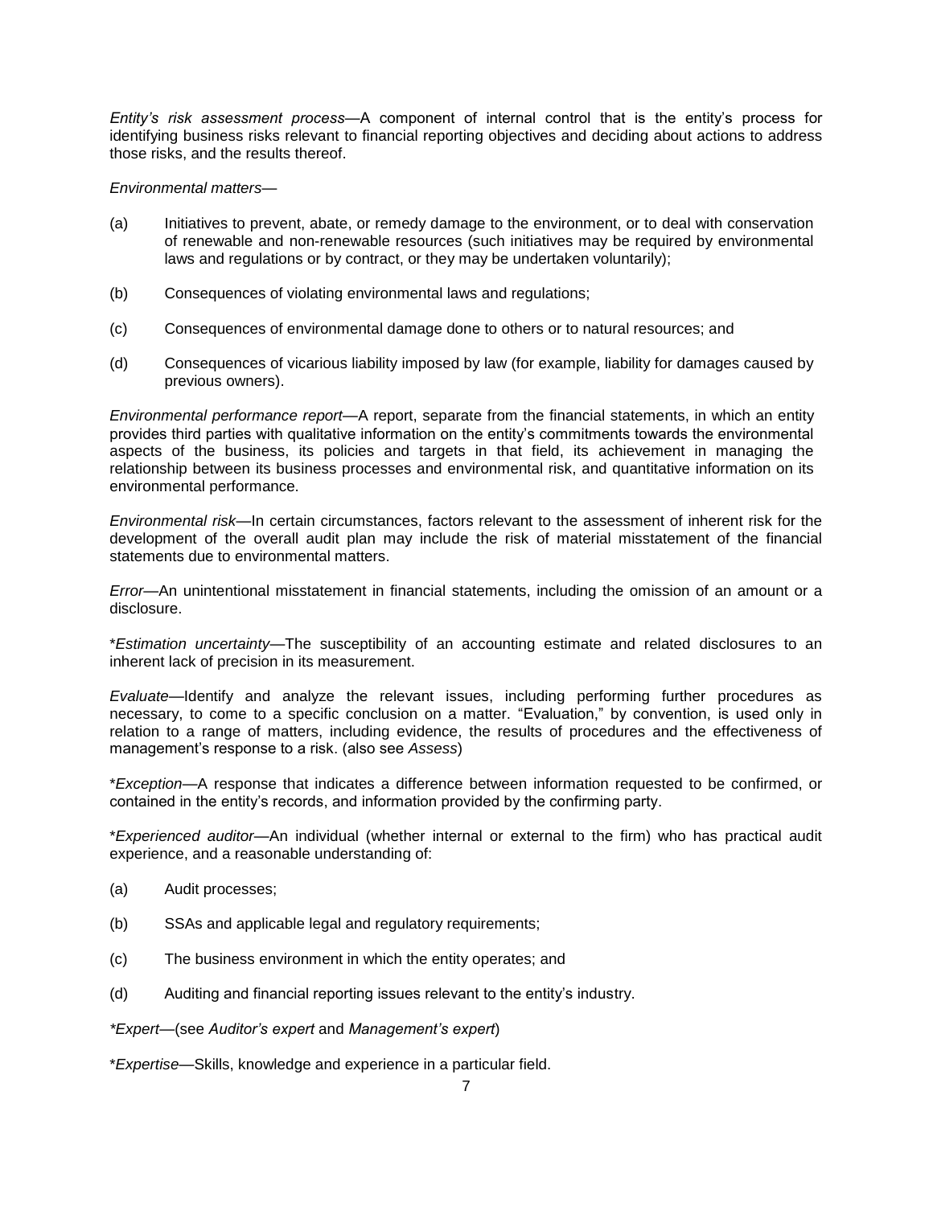*Entity's risk assessment process*—A component of internal control that is the entity's process for identifying business risks relevant to financial reporting objectives and deciding about actions to address those risks, and the results thereof.

*Environmental matters*—

(a) Initiatives to prevent, abate, or remedy damage to the environment, or to deal with conservation of renewable and non-renewable resources (such initiatives may be required by environmental laws and regulations or by contract, or they may be undertaken voluntarily);

(b) Consequences of violating environmental laws and regulations;

(c) Consequences of environmental damage done to others or to natural resources; and

(d) Consequences of vicarious liability imposed by law (for example, liability for damages caused by previous owners).

*Environmental performance report*—A report, separate from the financial statements, in which an entity provides third parties with qualitative information on the entity's commitments towards the environmental aspects of the business, its policies and targets in that field, its achievement in managing the relationship between its business processes and environmental risk, and quantitative information on its environmental performance.

*Environmental risk*—In certain circumstances, factors relevant to the assessment of inherent risk for the development of the overall audit plan may include the risk of material misstatement of the financial statements due to environmental matters.

*Error*—An unintentional misstatement in financial statements, including the omission of an amount or a disclosure.

\**Estimation uncertainty*—The susceptibility of an accounting estimate and related disclosures to an inherent lack of precision in its measurement.

*Evaluate*—Identify and analyze the relevant issues, including performing further procedures as necessary, to come to a specific conclusion on a matter. "Evaluation," by convention, is used only in relation to a range of matters, including evidence, the results of procedures and the effectiveness of management's response to a risk. (also see *Assess*)

\**Exception*—A response that indicates a difference between information requested to be confirmed, or contained in the entity's records, and information provided by the confirming party.

\**Experienced auditor*—An individual (whether internal or external to the firm) who has practical audit experience, and a reasonable understanding of:

(a) Audit processes;

(b) SSAs and applicable legal and regulatory requirements;

(c) The business environment in which the entity operates; and

(d) Auditing and financial reporting issues relevant to the entity's industry.

\**Expert*—(see *Auditor's expert* and *Management's expert*)

\**Expertise*—Skills, knowledge and experience in a particular field.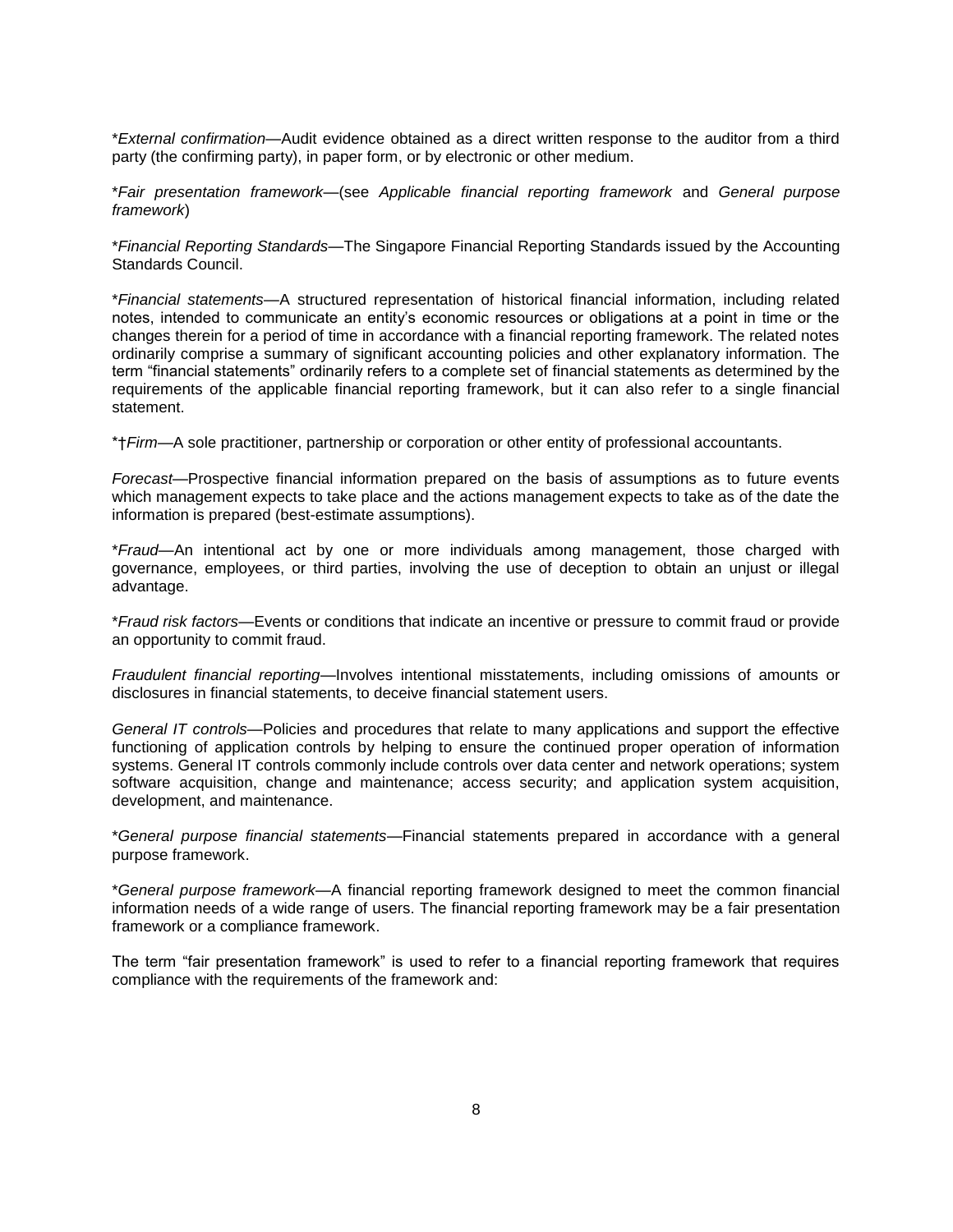**External confirmation*—Audit evidence obtained as a direct written response to the auditor from a third party (the confirming party), in paper form, or by electronic or other medium.

**Fair presentation framework*—(see *Applicable financial reporting framework* and *General purpose framework*)

**Financial Reporting Standards*—The Singapore Financial Reporting Standards issued by the Accounting Standards Council.

**Financial statements*—A structured representation of historical financial information, including related notes, intended to communicate an entity's economic resources or obligations at a point in time or the changes therein for a period of time in accordance with a financial reporting framework. The related notes ordinarily comprise a summary of significant accounting policies and other explanatory information. The term "financial statements" ordinarily refers to a complete set of financial statements as determined by the requirements of the applicable financial reporting framework, but it can also refer to a single financial statement.

*†*Firm*—A sole practitioner, partnership or corporation or other entity of professional accountants.

*Forecast*—Prospective financial information prepared on the basis of assumptions as to future events which management expects to take place and the actions management expects to take as of the date the information is prepared (best-estimate assumptions).

**Fraud*—An intentional act by one or more individuals among management, those charged with governance, employees, or third parties, involving the use of deception to obtain an unjust or illegal advantage.

**Fraud risk factors*—Events or conditions that indicate an incentive or pressure to commit fraud or provide an opportunity to commit fraud.

*Fraudulent financial reporting*—Involves intentional misstatements, including omissions of amounts or disclosures in financial statements, to deceive financial statement users.

*General IT controls*—Policies and procedures that relate to many applications and support the effective functioning of application controls by helping to ensure the continued proper operation of information systems. General IT controls commonly include controls over data center and network operations; system software acquisition, change and maintenance; access security; and application system acquisition, development, and maintenance.

**General purpose financial statements*—Financial statements prepared in accordance with a general purpose framework.

**General purpose framework*—A financial reporting framework designed to meet the common financial information needs of a wide range of users. The financial reporting framework may be a fair presentation framework or a compliance framework.

The term "fair presentation framework" is used to refer to a financial reporting framework that requires compliance with the requirements of the framework and: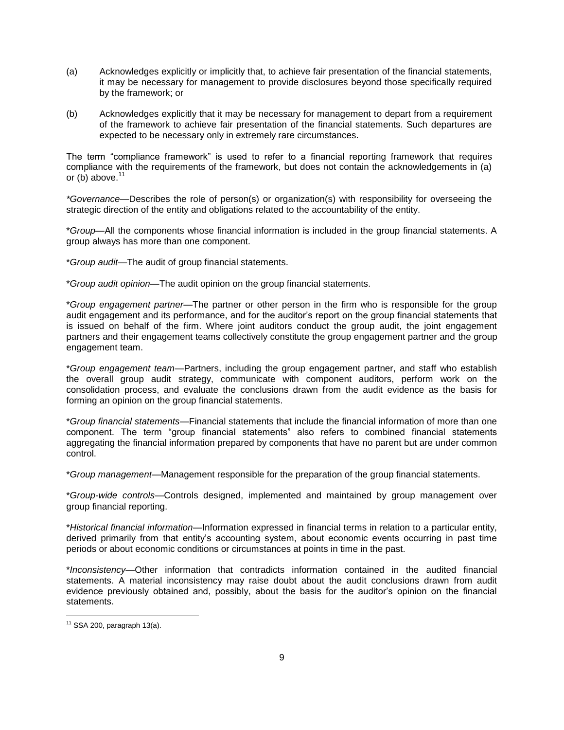(a) Acknowledges explicitly or implicitly that, to achieve fair presentation of the financial statements, it may be necessary for management to provide disclosures beyond those specifically required by the framework; or

(b) Acknowledges explicitly that it may be necessary for management to depart from a requirement of the framework to achieve fair presentation of the financial statements. Such departures are expected to be necessary only in extremely rare circumstances.

The term "compliance framework" is used to refer to a financial reporting framework that requires compliance with the requirements of the framework, but does not contain the acknowledgements in (a) or (b) above.[11]

**Governance*—Describes the role of person(s) or organization(s) with responsibility for overseeing the strategic direction of the entity and obligations related to the accountability of the entity.

**Group*—All the components whose financial information is included in the group financial statements. A group always has more than one component.

**Group audit*—The audit of group financial statements.

**Group audit opinion*—The audit opinion on the group financial statements.

**Group engagement partner*—The partner or other person in the firm who is responsible for the group audit engagement and its performance, and for the auditor's report on the group financial statements that is issued on behalf of the firm. Where joint auditors conduct the group audit, the joint engagement partners and their engagement teams collectively constitute the group engagement partner and the group engagement team.

**Group engagement team*—Partners, including the group engagement partner, and staff who establish the overall group audit strategy, communicate with component auditors, perform work on the consolidation process, and evaluate the conclusions drawn from the audit evidence as the basis for forming an opinion on the group financial statements.

**Group financial statements*—Financial statements that include the financial information of more than one component. The term "group financial statements" also refers to combined financial statements aggregating the financial information prepared by components that have no parent but are under common control.

**Group management*—Management responsible for the preparation of the group financial statements.

**Group-wide controls*—Controls designed, implemented and maintained by group management over group financial reporting.

**Historical financial information*—Information expressed in financial terms in relation to a particular entity, derived primarily from that entity's accounting system, about economic events occurring in past time periods or about economic conditions or circumstances at points in time in the past.

**Inconsistency*—Other information that contradicts information contained in the audited financial statements. A material inconsistency may raise doubt about the audit conclusions drawn from audit evidence previously obtained and, possibly, about the basis for the auditor's opinion on the financial statements.

---

[11] SSA 200, paragraph 13(a).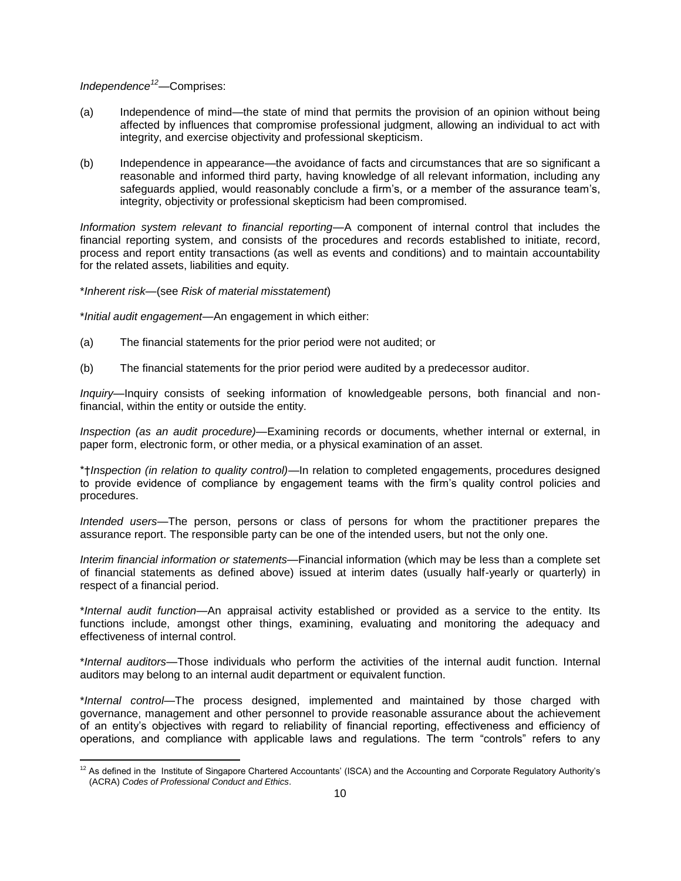*Independence*[12]—Comprises:

(a) Independence of mind—the state of mind that permits the provision of an opinion without being affected by influences that compromise professional judgment, allowing an individual to act with integrity, and exercise objectivity and professional skepticism.

(b) Independence in appearance—the avoidance of facts and circumstances that are so significant a reasonable and informed third party, having knowledge of all relevant information, including any safeguards applied, would reasonably conclude a firm's, or a member of the assurance team's, integrity, objectivity or professional skepticism had been compromised.

*Information system relevant to financial reporting*—A component of internal control that includes the financial reporting system, and consists of the procedures and records established to initiate, record, process and report entity transactions (as well as events and conditions) and to maintain accountability for the related assets, liabilities and equity.

\**Inherent risk*—(see *Risk of material misstatement*)

\**Initial audit engagement*—An engagement in which either:

(a) The financial statements for the prior period were not audited; or

(b) The financial statements for the prior period were audited by a predecessor auditor.

*Inquiry*—Inquiry consists of seeking information of knowledgeable persons, both financial and non-financial, within the entity or outside the entity.

*Inspection (as an audit procedure)*—Examining records or documents, whether internal or external, in paper form, electronic form, or other media, or a physical examination of an asset.

\*†*Inspection (in relation to quality control)*—In relation to completed engagements, procedures designed to provide evidence of compliance by engagement teams with the firm's quality control policies and procedures.

*Intended users*—The person, persons or class of persons for whom the practitioner prepares the assurance report. The responsible party can be one of the intended users, but not the only one.

*Interim financial information or statements*—Financial information (which may be less than a complete set of financial statements as defined above) issued at interim dates (usually half-yearly or quarterly) in respect of a financial period.

\**Internal audit function*—An appraisal activity established or provided as a service to the entity. Its functions include, amongst other things, examining, evaluating and monitoring the adequacy and effectiveness of internal control.

\**Internal auditors*—Those individuals who perform the activities of the internal audit function. Internal auditors may belong to an internal audit department or equivalent function.

\**Internal control*—The process designed, implemented and maintained by those charged with governance, management and other personnel to provide reasonable assurance about the achievement of an entity's objectives with regard to reliability of financial reporting, effectiveness and efficiency of operations, and compliance with applicable laws and regulations. The term "controls" refers to any

---

[12] As defined in the Institute of Singapore Chartered Accountants' (ISCA) and the Accounting and Corporate Regulatory Authority's (ACRA) *Codes of Professional Conduct and Ethics*.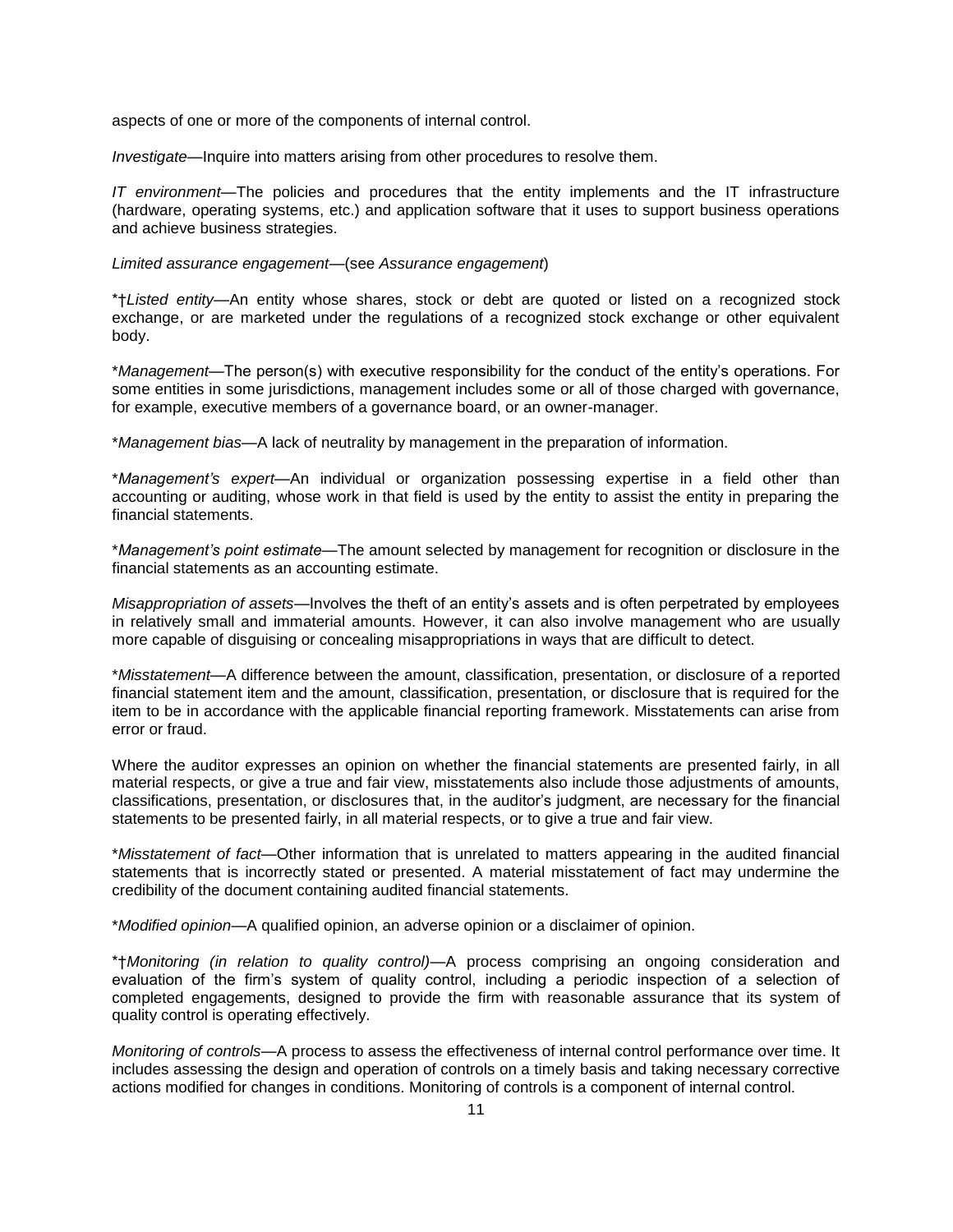aspects of one or more of the components of internal control.

*Investigate*—Inquire into matters arising from other procedures to resolve them.

*IT environment*—The policies and procedures that the entity implements and the IT infrastructure (hardware, operating systems, etc.) and application software that it uses to support business operations and achieve business strategies.

*Limited assurance engagement*—(see *Assurance engagement*)

*†*Listed entity*—An entity whose shares, stock or debt are quoted or listed on a recognized stock exchange, or are marketed under the regulations of a recognized stock exchange or other equivalent body.

**Management*—The person(s) with executive responsibility for the conduct of the entity's operations. For some entities in some jurisdictions, management includes some or all of those charged with governance, for example, executive members of a governance board, or an owner-manager.

**Management bias*—A lack of neutrality by management in the preparation of information.

**Management's expert*—An individual or organization possessing expertise in a field other than accounting or auditing, whose work in that field is used by the entity to assist the entity in preparing the financial statements.

**Management's point estimate*—The amount selected by management for recognition or disclosure in the financial statements as an accounting estimate.

*Misappropriation of assets*—Involves the theft of an entity's assets and is often perpetrated by employees in relatively small and immaterial amounts. However, it can also involve management who are usually more capable of disguising or concealing misappropriations in ways that are difficult to detect.

**Misstatement*—A difference between the amount, classification, presentation, or disclosure of a reported financial statement item and the amount, classification, presentation, or disclosure that is required for the item to be in accordance with the applicable financial reporting framework. Misstatements can arise from error or fraud.

Where the auditor expresses an opinion on whether the financial statements are presented fairly, in all material respects, or give a true and fair view, misstatements also include those adjustments of amounts, classifications, presentation, or disclosures that, in the auditor's judgment, are necessary for the financial statements to be presented fairly, in all material respects, or to give a true and fair view.

**Misstatement of fact*—Other information that is unrelated to matters appearing in the audited financial statements that is incorrectly stated or presented. A material misstatement of fact may undermine the credibility of the document containing audited financial statements.

**Modified opinion*—A qualified opinion, an adverse opinion or a disclaimer of opinion.

*†*Monitoring (in relation to quality control)*—A process comprising an ongoing consideration and evaluation of the firm's system of quality control, including a periodic inspection of a selection of completed engagements, designed to provide the firm with reasonable assurance that its system of quality control is operating effectively.

*Monitoring of controls*—A process to assess the effectiveness of internal control performance over time. It includes assessing the design and operation of controls on a timely basis and taking necessary corrective actions modified for changes in conditions. Monitoring of controls is a component of internal control.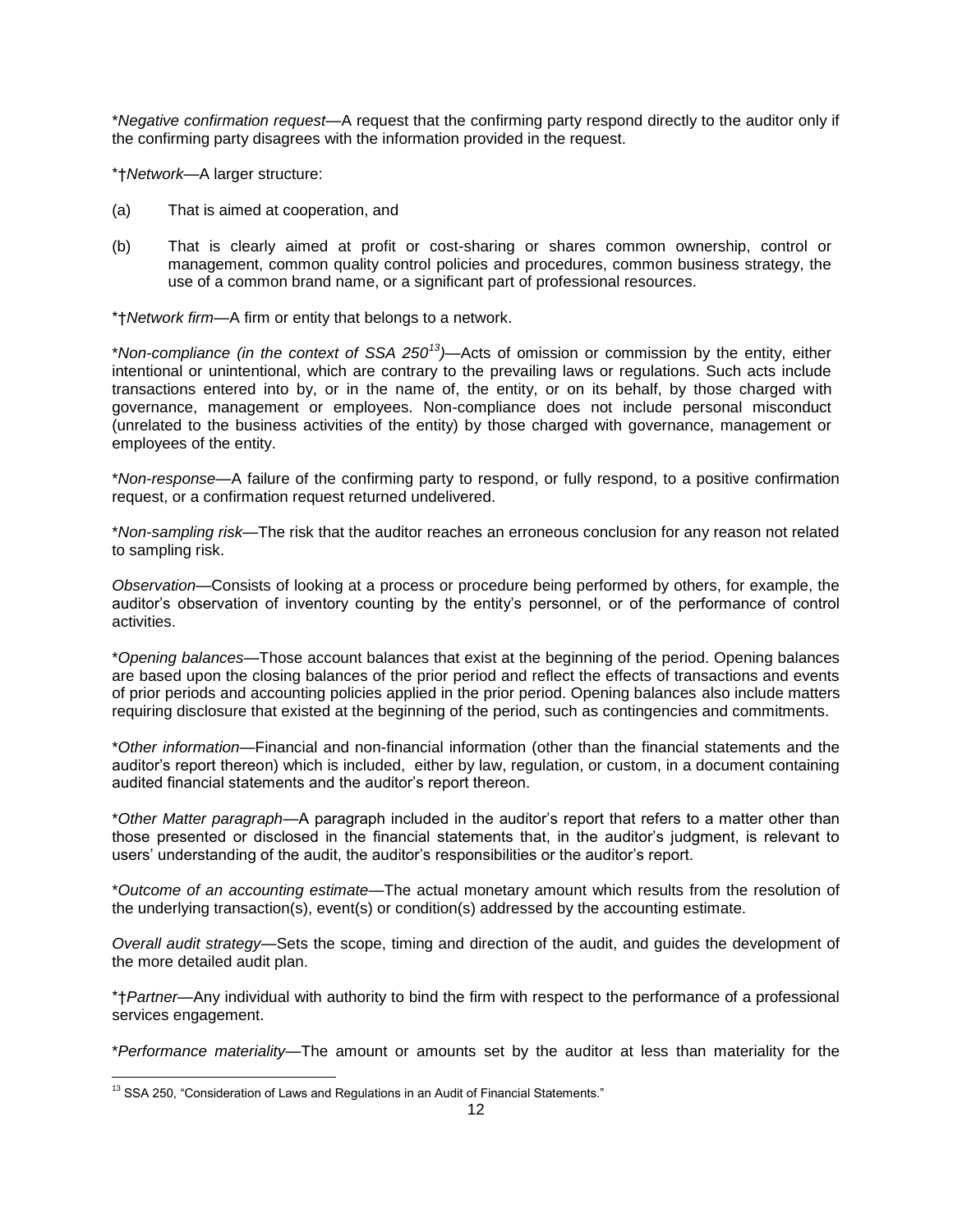*Negative confirmation request*—A request that the confirming party respond directly to the auditor only if the confirming party disagrees with the information provided in the request.

*†*Network*—A larger structure:

(a) That is aimed at cooperation, and

(b) That is clearly aimed at profit or cost-sharing or shares common ownership, control or management, common quality control policies and procedures, common business strategy, the use of a common brand name, or a significant part of professional resources.

*†*Network firm*—A firm or entity that belongs to a network.

**Non-compliance (in the context of SSA 250*[13]*)*—Acts of omission or commission by the entity, either intentional or unintentional, which are contrary to the prevailing laws or regulations. Such acts include transactions entered into by, or in the name of, the entity, or on its behalf, by those charged with governance, management or employees. Non-compliance does not include personal misconduct (unrelated to the business activities of the entity) by those charged with governance, management or employees of the entity.

**Non-response*—A failure of the confirming party to respond, or fully respond, to a positive confirmation request, or a confirmation request returned undelivered.

**Non-sampling risk*—The risk that the auditor reaches an erroneous conclusion for any reason not related to sampling risk.

*Observation*—Consists of looking at a process or procedure being performed by others, for example, the auditor's observation of inventory counting by the entity's personnel, or of the performance of control activities.

**Opening balances*—Those account balances that exist at the beginning of the period. Opening balances are based upon the closing balances of the prior period and reflect the effects of transactions and events of prior periods and accounting policies applied in the prior period. Opening balances also include matters requiring disclosure that existed at the beginning of the period, such as contingencies and commitments.

**Other information*—Financial and non-financial information (other than the financial statements and the auditor's report thereon) which is included, either by law, regulation, or custom, in a document containing audited financial statements and the auditor's report thereon.

**Other Matter paragraph*—A paragraph included in the auditor's report that refers to a matter other than those presented or disclosed in the financial statements that, in the auditor's judgment, is relevant to users' understanding of the audit, the auditor's responsibilities or the auditor's report.

**Outcome of an accounting estimate*—The actual monetary amount which results from the resolution of the underlying transaction(s), event(s) or condition(s) addressed by the accounting estimate.

*Overall audit strategy*—Sets the scope, timing and direction of the audit, and guides the development of the more detailed audit plan.

*†*Partner*—Any individual with authority to bind the firm with respect to the performance of a professional services engagement.

**Performance materiality*—The amount or amounts set by the auditor at less than materiality for the

[13] SSA 250, "Consideration of Laws and Regulations in an Audit of Financial Statements."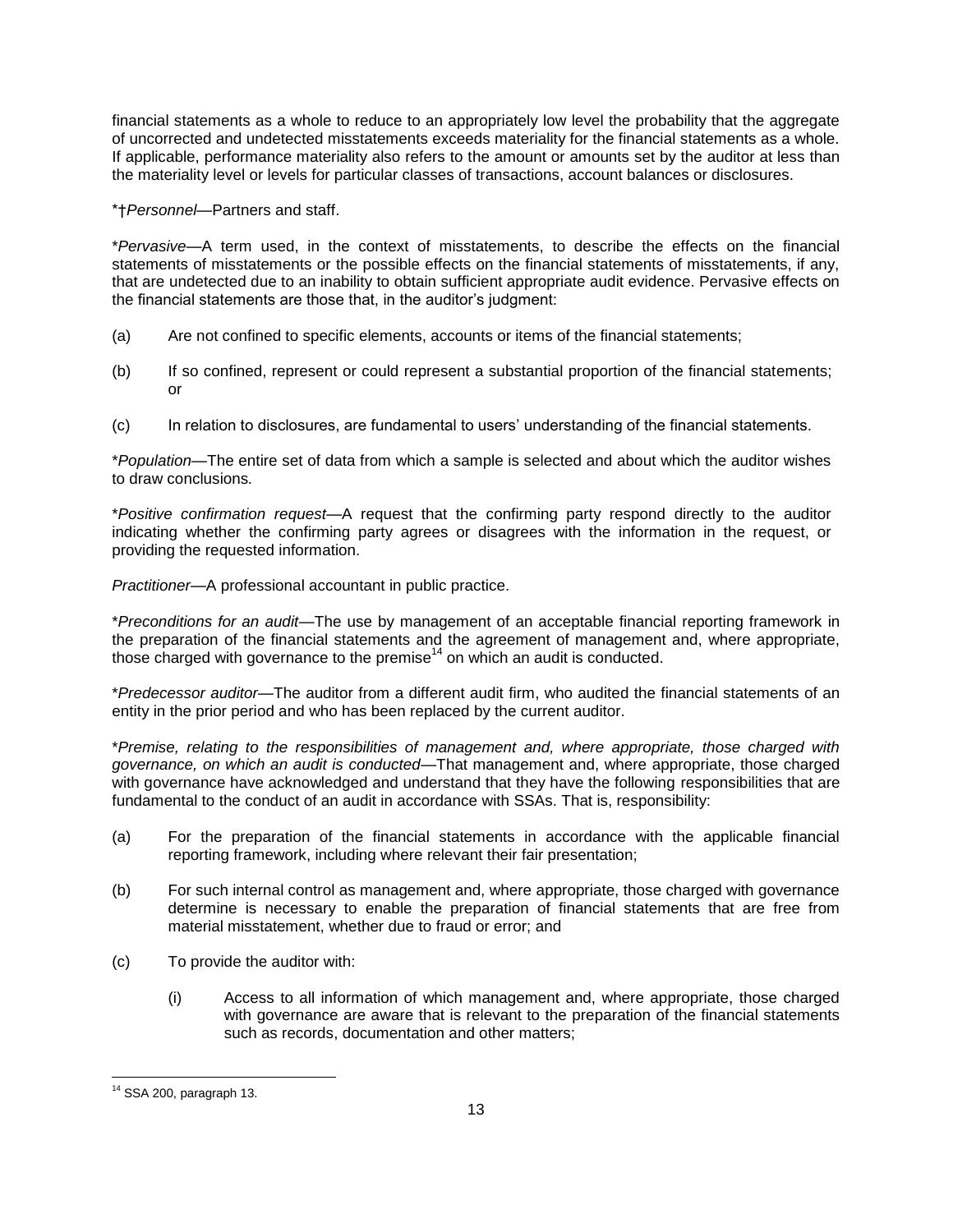financial statements as a whole to reduce to an appropriately low level the probability that the aggregate of uncorrected and undetected misstatements exceeds materiality for the financial statements as a whole. If applicable, performance materiality also refers to the amount or amounts set by the auditor at less than the materiality level or levels for particular classes of transactions, account balances or disclosures.

*†*Personnel*—Partners and staff.

**Pervasive*—A term used, in the context of misstatements, to describe the effects on the financial statements of misstatements or the possible effects on the financial statements of misstatements, if any, that are undetected due to an inability to obtain sufficient appropriate audit evidence. Pervasive effects on the financial statements are those that, in the auditor's judgment:

(a) Are not confined to specific elements, accounts or items of the financial statements;

(b) If so confined, represent or could represent a substantial proportion of the financial statements; or

(c) In relation to disclosures, are fundamental to users' understanding of the financial statements.

**Population*—The entire set of data from which a sample is selected and about which the auditor wishes to draw conclusions.

**Positive confirmation request*—A request that the confirming party respond directly to the auditor indicating whether the confirming party agrees or disagrees with the information in the request, or providing the requested information.

*Practitioner*—A professional accountant in public practice.

**Preconditions for an audit*—The use by management of an acceptable financial reporting framework in the preparation of the financial statements and the agreement of management and, where appropriate, those charged with governance to the premise[14] on which an audit is conducted.

**Predecessor auditor*—The auditor from a different audit firm, who audited the financial statements of an entity in the prior period and who has been replaced by the current auditor.

**Premise, relating to the responsibilities of management and, where appropriate, those charged with governance, on which an audit is conducted*—That management and, where appropriate, those charged with governance have acknowledged and understand that they have the following responsibilities that are fundamental to the conduct of an audit in accordance with SSAs. That is, responsibility:

(a) For the preparation of the financial statements in accordance with the applicable financial reporting framework, including where relevant their fair presentation;

(b) For such internal control as management and, where appropriate, those charged with governance determine is necessary to enable the preparation of financial statements that are free from material misstatement, whether due to fraud or error; and

(c) To provide the auditor with:

(i) Access to all information of which management and, where appropriate, those charged with governance are aware that is relevant to the preparation of the financial statements such as records, documentation and other matters;

---

[14] SSA 200, paragraph 13.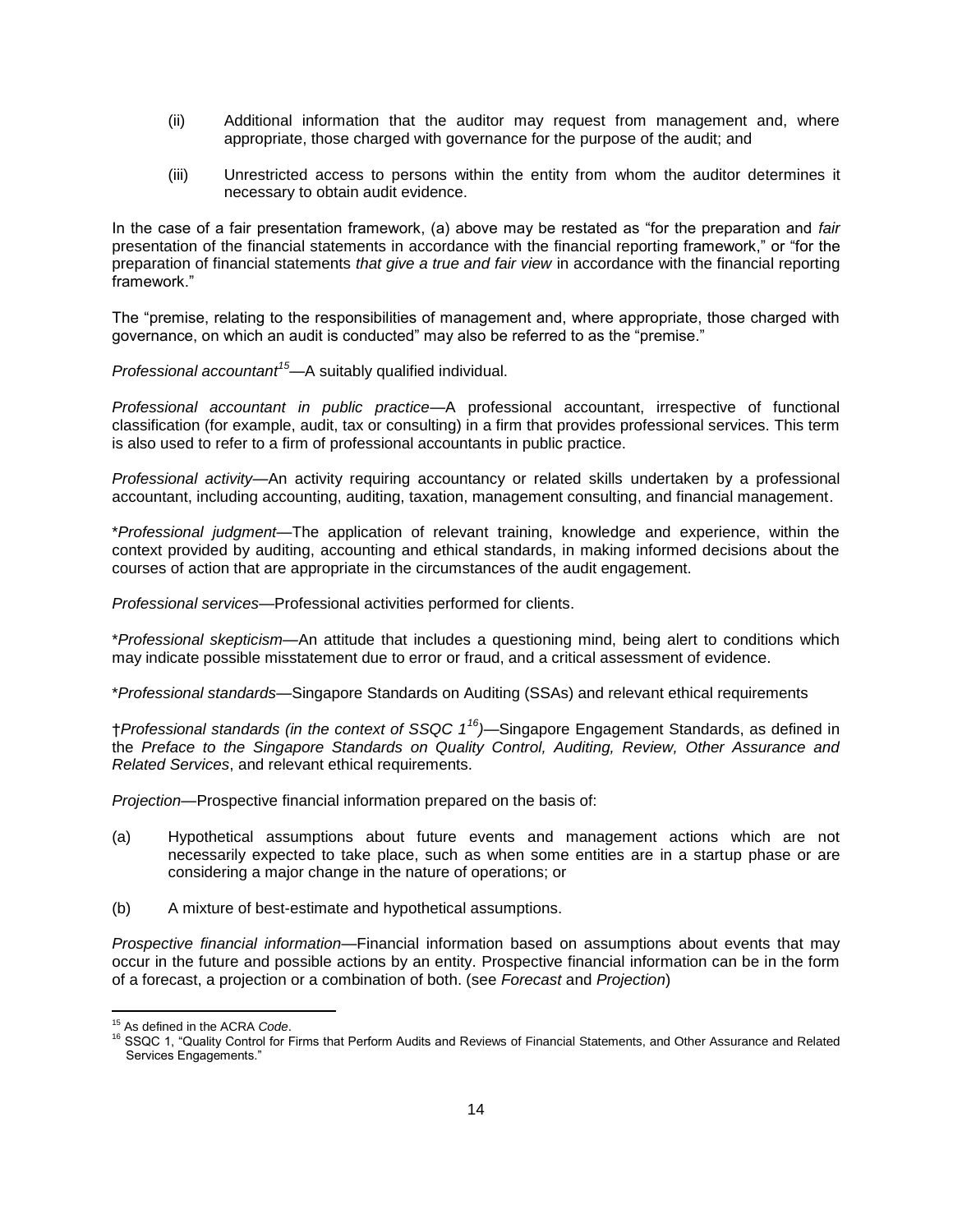(ii) Additional information that the auditor may request from management and, where appropriate, those charged with governance for the purpose of the audit; and

(iii) Unrestricted access to persons within the entity from whom the auditor determines it necessary to obtain audit evidence.

In the case of a fair presentation framework, (a) above may be restated as "for the preparation and *fair* presentation of the financial statements in accordance with the financial reporting framework," or "for the preparation of financial statements *that give a true and fair view* in accordance with the financial reporting framework."

The "premise, relating to the responsibilities of management and, where appropriate, those charged with governance, on which an audit is conducted" may also be referred to as the "premise."

*Professional accountant*[15]—A suitably qualified individual.

*Professional accountant in public practice*—A professional accountant, irrespective of functional classification (for example, audit, tax or consulting) in a firm that provides professional services. This term is also used to refer to a firm of professional accountants in public practice.

*Professional activity*—An activity requiring accountancy or related skills undertaken by a professional accountant, including accounting, auditing, taxation, management consulting, and financial management.

\**Professional judgment*—The application of relevant training, knowledge and experience, within the context provided by auditing, accounting and ethical standards, in making informed decisions about the courses of action that are appropriate in the circumstances of the audit engagement.

*Professional services*—Professional activities performed for clients.

\**Professional skepticism*—An attitude that includes a questioning mind, being alert to conditions which may indicate possible misstatement due to error or fraud, and a critical assessment of evidence.

\**Professional standards*—Singapore Standards on Auditing (SSAs) and relevant ethical requirements

†*Professional standards (in the context of SSQC 1*[16]*)*—Singapore Engagement Standards, as defined in the *Preface to the Singapore Standards on Quality Control, Auditing, Review, Other Assurance and Related Services*, and relevant ethical requirements.

*Projection*—Prospective financial information prepared on the basis of:

(a) Hypothetical assumptions about future events and management actions which are not necessarily expected to take place, such as when some entities are in a startup phase or are considering a major change in the nature of operations; or

(b) A mixture of best-estimate and hypothetical assumptions.

*Prospective financial information*—Financial information based on assumptions about events that may occur in the future and possible actions by an entity. Prospective financial information can be in the form of a forecast, a projection or a combination of both. (see *Forecast* and *Projection*)

---

[15] As defined in the ACRA *Code*.

[16] SSQC 1, "Quality Control for Firms that Perform Audits and Reviews of Financial Statements, and Other Assurance and Related Services Engagements."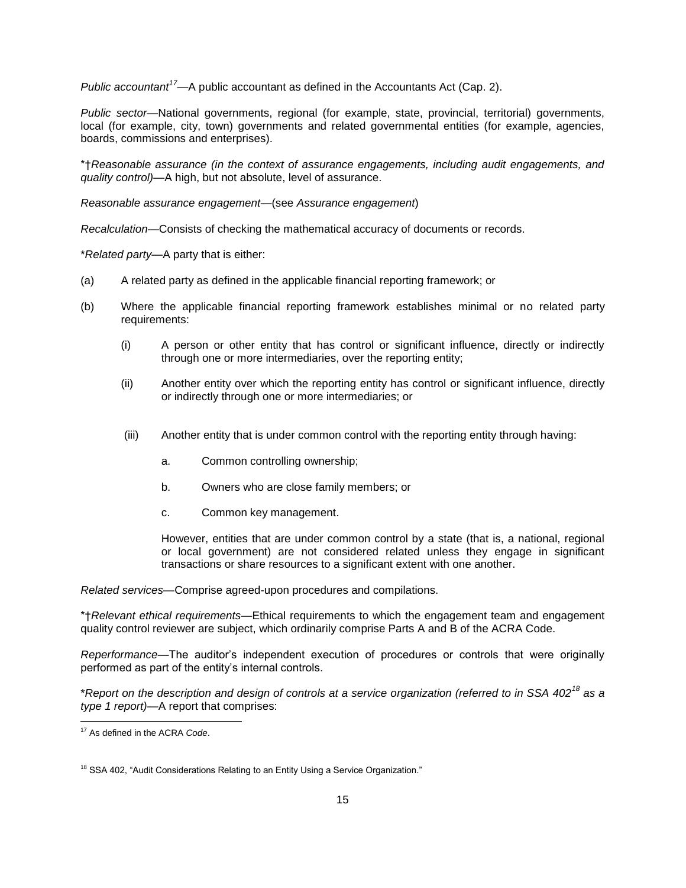*Public accountant*[17]—A public accountant as defined in the Accountants Act (Cap. 2).

*Public sector*—National governments, regional (for example, state, provincial, territorial) governments, local (for example, city, town) governments and related governmental entities (for example, agencies, boards, commissions and enterprises).

*†*Reasonable assurance (in the context of assurance engagements, including audit engagements, and quality control)*—A high, but not absolute, level of assurance.

*Reasonable assurance engagement*—(see *Assurance engagement*)

*Recalculation*—Consists of checking the mathematical accuracy of documents or records.

**Related party*—A party that is either:

(a) A related party as defined in the applicable financial reporting framework; or

(b) Where the applicable financial reporting framework establishes minimal or no related party requirements:

   (i) A person or other entity that has control or significant influence, directly or indirectly through one or more intermediaries, over the reporting entity;

   (ii) Another entity over which the reporting entity has control or significant influence, directly or indirectly through one or more intermediaries; or

   (iii) Another entity that is under common control with the reporting entity through having:

      a. Common controlling ownership;

      b. Owners who are close family members; or

      c. Common key management.

   However, entities that are under common control by a state (that is, a national, regional or local government) are not considered related unless they engage in significant transactions or share resources to a significant extent with one another.

*Related services*—Comprise agreed-upon procedures and compilations.

*†*Relevant ethical requirements*—Ethical requirements to which the engagement team and engagement quality control reviewer are subject, which ordinarily comprise Parts A and B of the ACRA Code.

*Reperformance*—The auditor's independent execution of procedures or controls that were originally performed as part of the entity's internal controls.

**Report on the description and design of controls at a service organization (referred to in SSA 402*[18] *as a type 1 report)*—A report that comprises:

---

[17] As defined in the ACRA *Code*.

[18] SSA 402, "Audit Considerations Relating to an Entity Using a Service Organization."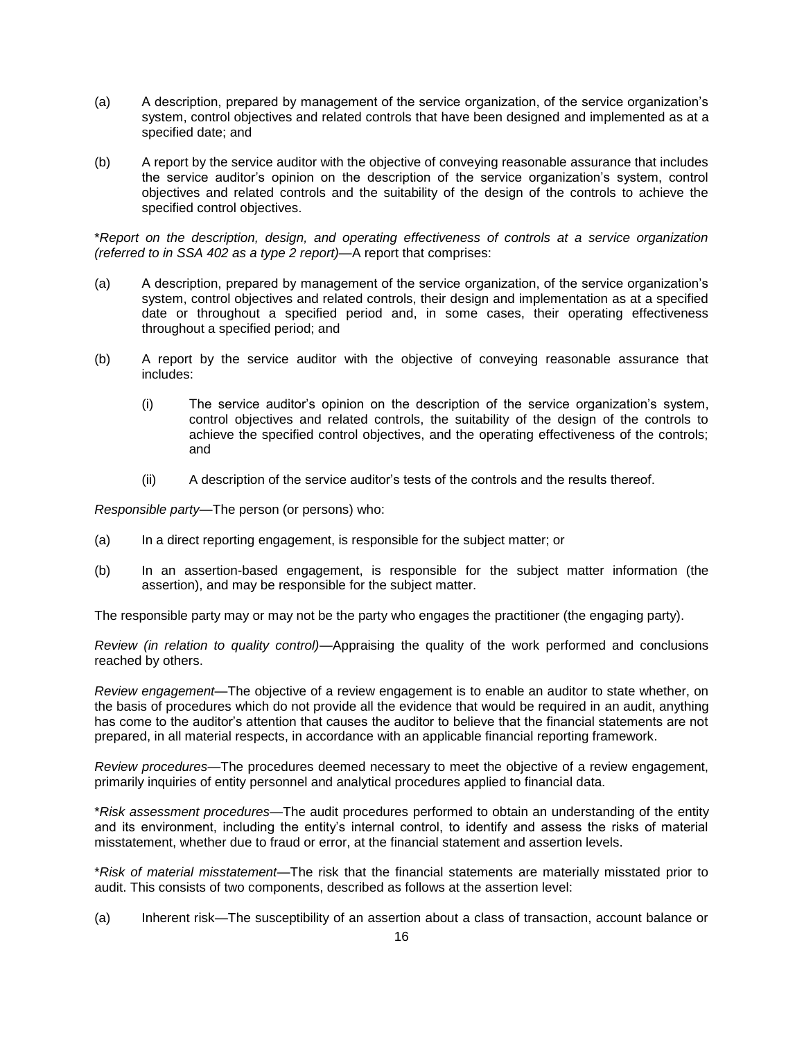(a) A description, prepared by management of the service organization, of the service organization's system, control objectives and related controls that have been designed and implemented as at a specified date; and

(b) A report by the service auditor with the objective of conveying reasonable assurance that includes the service auditor's opinion on the description of the service organization's system, control objectives and related controls and the suitability of the design of the controls to achieve the specified control objectives.

\**Report on the description, design, and operating effectiveness of controls at a service organization (referred to in SSA 402 as a type 2 report)*—A report that comprises:

(a) A description, prepared by management of the service organization, of the service organization's system, control objectives and related controls, their design and implementation as at a specified date or throughout a specified period and, in some cases, their operating effectiveness throughout a specified period; and

(b) A report by the service auditor with the objective of conveying reasonable assurance that includes:

    (i) The service auditor's opinion on the description of the service organization's system, control objectives and related controls, the suitability of the design of the controls to achieve the specified control objectives, and the operating effectiveness of the controls; and

    (ii) A description of the service auditor's tests of the controls and the results thereof.

*Responsible party*—The person (or persons) who:

(a) In a direct reporting engagement, is responsible for the subject matter; or

(b) In an assertion-based engagement, is responsible for the subject matter information (the assertion), and may be responsible for the subject matter.

The responsible party may or may not be the party who engages the practitioner (the engaging party).

*Review (in relation to quality control)*—Appraising the quality of the work performed and conclusions reached by others.

*Review engagement*—The objective of a review engagement is to enable an auditor to state whether, on the basis of procedures which do not provide all the evidence that would be required in an audit, anything has come to the auditor's attention that causes the auditor to believe that the financial statements are not prepared, in all material respects, in accordance with an applicable financial reporting framework.

*Review procedures*—The procedures deemed necessary to meet the objective of a review engagement, primarily inquiries of entity personnel and analytical procedures applied to financial data.

\**Risk assessment procedures*—The audit procedures performed to obtain an understanding of the entity and its environment, including the entity's internal control, to identify and assess the risks of material misstatement, whether due to fraud or error, at the financial statement and assertion levels.

\**Risk of material misstatement*—The risk that the financial statements are materially misstated prior to audit. This consists of two components, described as follows at the assertion level:

(a) Inherent risk—The susceptibility of an assertion about a class of transaction, account balance or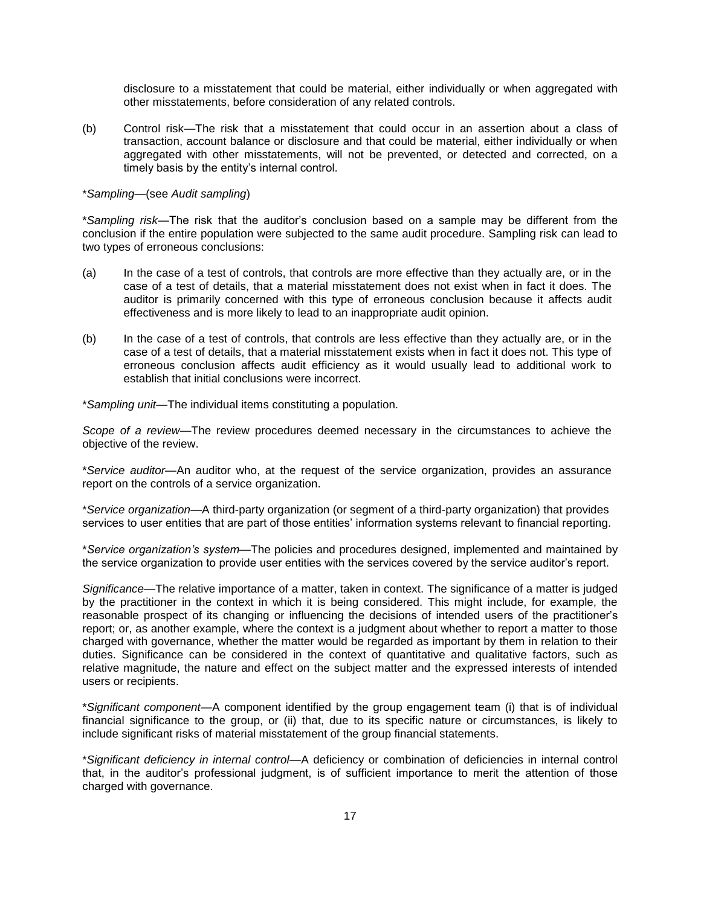disclosure to a misstatement that could be material, either individually or when aggregated with other misstatements, before consideration of any related controls.

(b) Control risk—The risk that a misstatement that could occur in an assertion about a class of transaction, account balance or disclosure and that could be material, either individually or when aggregated with other misstatements, will not be prevented, or detected and corrected, on a timely basis by the entity's internal control.

*​*Sampling*—(see *Audit sampling*)

*​*Sampling risk*—The risk that the auditor's conclusion based on a sample may be different from the conclusion if the entire population were subjected to the same audit procedure. Sampling risk can lead to two types of erroneous conclusions:

(a) In the case of a test of controls, that controls are more effective than they actually are, or in the case of a test of details, that a material misstatement does not exist when in fact it does. The auditor is primarily concerned with this type of erroneous conclusion because it affects audit effectiveness and is more likely to lead to an inappropriate audit opinion.

(b) In the case of a test of controls, that controls are less effective than they actually are, or in the case of a test of details, that a material misstatement exists when in fact it does not. This type of erroneous conclusion affects audit efficiency as it would usually lead to additional work to establish that initial conclusions were incorrect.

*​*Sampling unit*—The individual items constituting a population.

*Scope of a review*—The review procedures deemed necessary in the circumstances to achieve the objective of the review.

*​*Service auditor*—An auditor who, at the request of the service organization, provides an assurance report on the controls of a service organization.

*​*Service organization*—A third-party organization (or segment of a third-party organization) that provides services to user entities that are part of those entities' information systems relevant to financial reporting.

*​*Service organization's system*—The policies and procedures designed, implemented and maintained by the service organization to provide user entities with the services covered by the service auditor's report.

*Significance*—The relative importance of a matter, taken in context. The significance of a matter is judged by the practitioner in the context in which it is being considered. This might include, for example, the reasonable prospect of its changing or influencing the decisions of intended users of the practitioner's report; or, as another example, where the context is a judgment about whether to report a matter to those charged with governance, whether the matter would be regarded as important by them in relation to their duties. Significance can be considered in the context of quantitative and qualitative factors, such as relative magnitude, the nature and effect on the subject matter and the expressed interests of intended users or recipients.

*​*Significant component*—A component identified by the group engagement team (i) that is of individual financial significance to the group, or (ii) that, due to its specific nature or circumstances, is likely to include significant risks of material misstatement of the group financial statements.

*​*Significant deficiency in internal control*—A deficiency or combination of deficiencies in internal control that, in the auditor's professional judgment, is of sufficient importance to merit the attention of those charged with governance.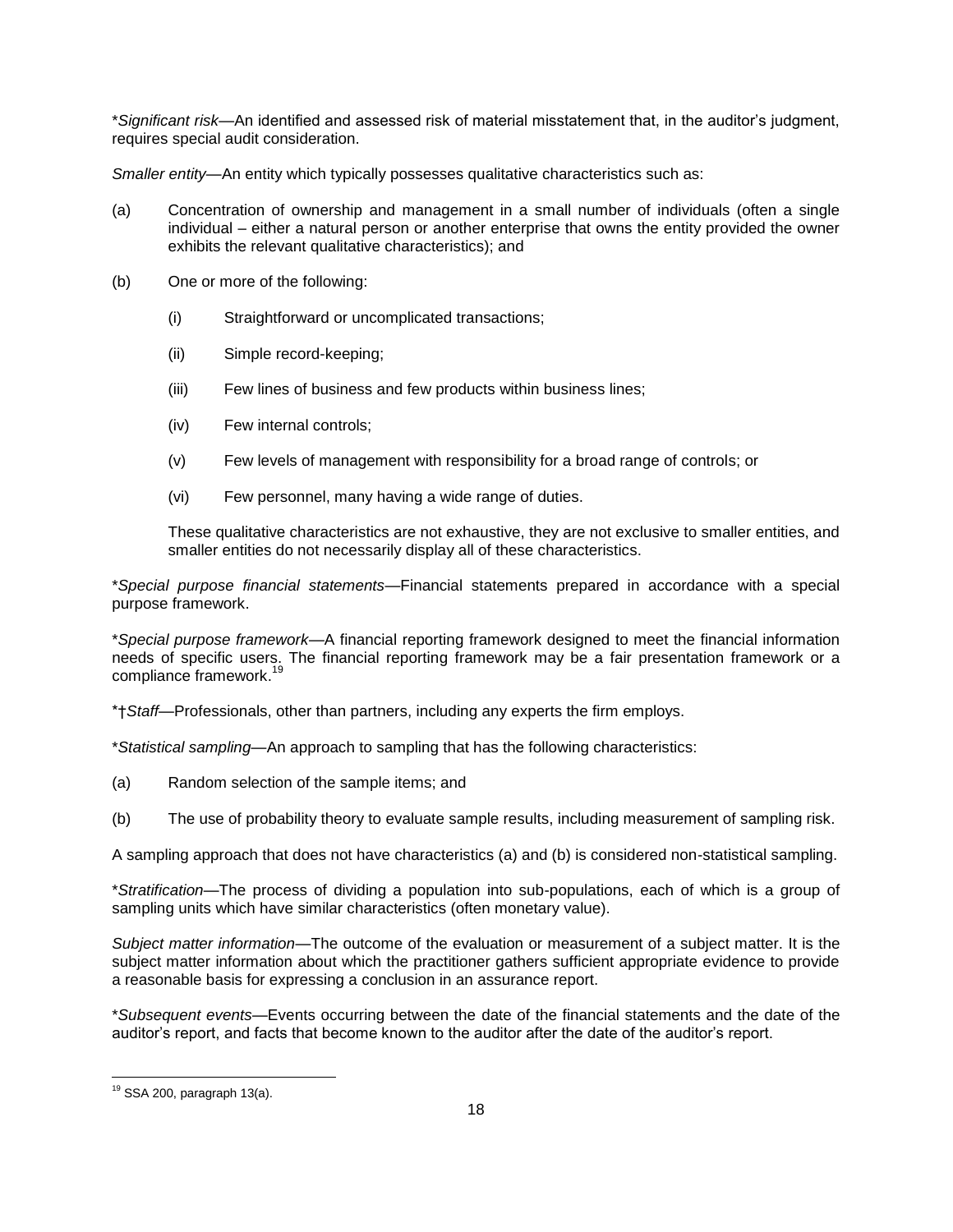*_Significant risk_—An identified and assessed risk of material misstatement that, in the auditor's judgment, requires special audit consideration.

_Smaller entity_—An entity which typically possesses qualitative characteristics such as:

(a) Concentration of ownership and management in a small number of individuals (often a single individual – either a natural person or another enterprise that owns the entity provided the owner exhibits the relevant qualitative characteristics); and

(b) One or more of the following:

(i) Straightforward or uncomplicated transactions;

(ii) Simple record-keeping;

(iii) Few lines of business and few products within business lines;

(iv) Few internal controls;

(v) Few levels of management with responsibility for a broad range of controls; or

(vi) Few personnel, many having a wide range of duties.

These qualitative characteristics are not exhaustive, they are not exclusive to smaller entities, and smaller entities do not necessarily display all of these characteristics.

*_Special purpose financial statements_—Financial statements prepared in accordance with a special purpose framework.

*_Special purpose framework_—A financial reporting framework designed to meet the financial information needs of specific users. The financial reporting framework may be a fair presentation framework or a compliance framework.[19]

*†_Staff_—Professionals, other than partners, including any experts the firm employs.

*_Statistical sampling_—An approach to sampling that has the following characteristics:

(a) Random selection of the sample items; and

(b) The use of probability theory to evaluate sample results, including measurement of sampling risk.

A sampling approach that does not have characteristics (a) and (b) is considered non-statistical sampling.

*_Stratification_—The process of dividing a population into sub-populations, each of which is a group of sampling units which have similar characteristics (often monetary value).

_Subject matter information_—The outcome of the evaluation or measurement of a subject matter. It is the subject matter information about which the practitioner gathers sufficient appropriate evidence to provide a reasonable basis for expressing a conclusion in an assurance report.

*_Subsequent events_—Events occurring between the date of the financial statements and the date of the auditor's report, and facts that become known to the auditor after the date of the auditor's report.

---

[19] SSA 200, paragraph 13(a).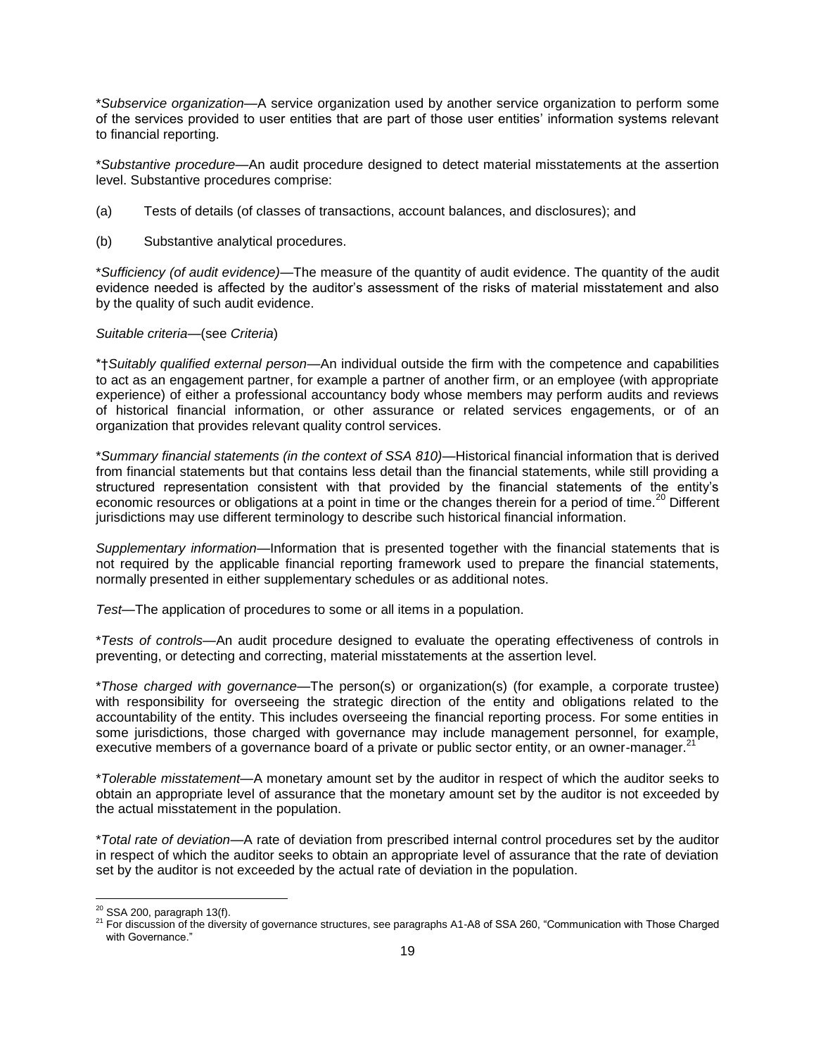*_Subservice organization_—A service organization used by another service organization to perform some of the services provided to user entities that are part of those user entities' information systems relevant to financial reporting.

*_Substantive procedure_—An audit procedure designed to detect material misstatements at the assertion level. Substantive procedures comprise:

(a) Tests of details (of classes of transactions, account balances, and disclosures); and

(b) Substantive analytical procedures.

*_Sufficiency (of audit evidence)_—The measure of the quantity of audit evidence. The quantity of the audit evidence needed is affected by the auditor's assessment of the risks of material misstatement and also by the quality of such audit evidence.

_Suitable criteria_—(see _Criteria_)

*†_Suitably qualified external person_—An individual outside the firm with the competence and capabilities to act as an engagement partner, for example a partner of another firm, or an employee (with appropriate experience) of either a professional accountancy body whose members may perform audits and reviews of historical financial information, or other assurance or related services engagements, or of an organization that provides relevant quality control services.

*_Summary financial statements (in the context of SSA 810)_—Historical financial information that is derived from financial statements but that contains less detail than the financial statements, while still providing a structured representation consistent with that provided by the financial statements of the entity's economic resources or obligations at a point in time or the changes therein for a period of time.[20] Different jurisdictions may use different terminology to describe such historical financial information.

_Supplementary information_—Information that is presented together with the financial statements that is not required by the applicable financial reporting framework used to prepare the financial statements, normally presented in either supplementary schedules or as additional notes.

_Test_—The application of procedures to some or all items in a population.

*_Tests of controls_—An audit procedure designed to evaluate the operating effectiveness of controls in preventing, or detecting and correcting, material misstatements at the assertion level.

*_Those charged with governance_—The person(s) or organization(s) (for example, a corporate trustee) with responsibility for overseeing the strategic direction of the entity and obligations related to the accountability of the entity. This includes overseeing the financial reporting process. For some entities in some jurisdictions, those charged with governance may include management personnel, for example, executive members of a governance board of a private or public sector entity, or an owner-manager.[21]

*_Tolerable misstatement_—A monetary amount set by the auditor in respect of which the auditor seeks to obtain an appropriate level of assurance that the monetary amount set by the auditor is not exceeded by the actual misstatement in the population.

*_Total rate of deviation_—A rate of deviation from prescribed internal control procedures set by the auditor in respect of which the auditor seeks to obtain an appropriate level of assurance that the rate of deviation set by the auditor is not exceeded by the actual rate of deviation in the population.

---

[20] SSA 200, paragraph 13(f).

[21] For discussion of the diversity of governance structures, see paragraphs A1-A8 of SSA 260, "Communication with Those Charged with Governance."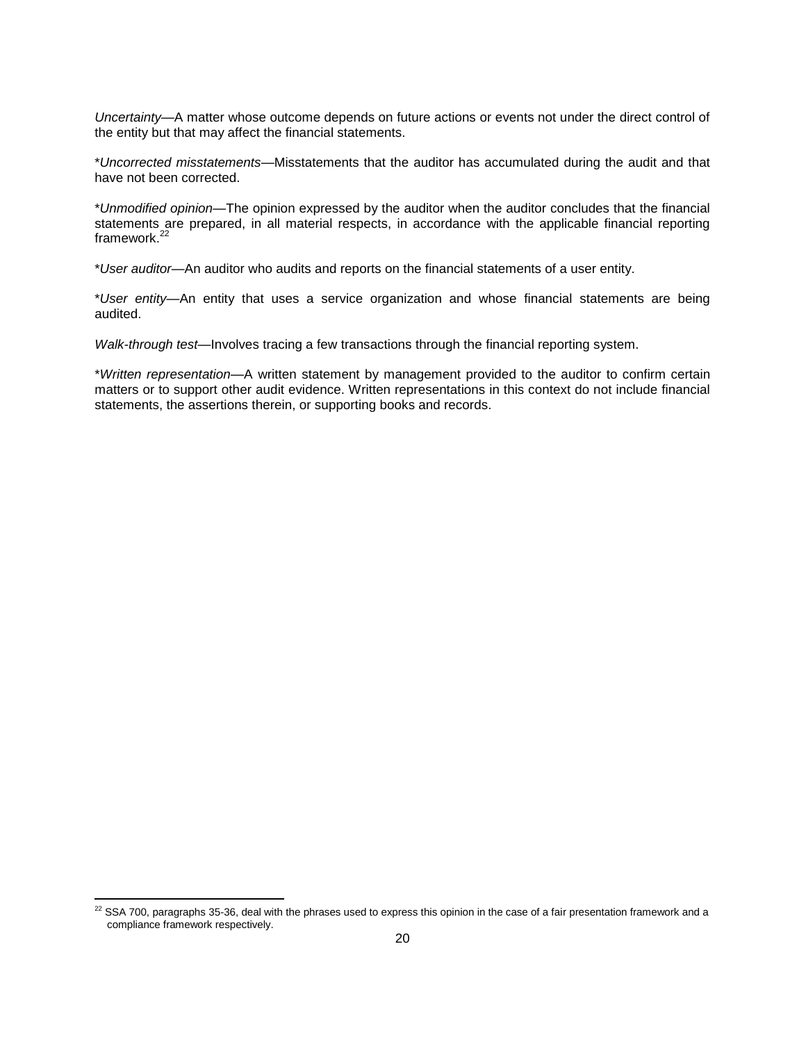*Uncertainty*—A matter whose outcome depends on future actions or events not under the direct control of the entity but that may affect the financial statements.

**Uncorrected misstatements*—Misstatements that the auditor has accumulated during the audit and that have not been corrected.

**Unmodified opinion*—The opinion expressed by the auditor when the auditor concludes that the financial statements are prepared, in all material respects, in accordance with the applicable financial reporting framework.[22]

**User auditor*—An auditor who audits and reports on the financial statements of a user entity.

**User entity*—An entity that uses a service organization and whose financial statements are being audited.

*Walk-through test*—Involves tracing a few transactions through the financial reporting system.

**Written representation*—A written statement by management provided to the auditor to confirm certain matters or to support other audit evidence. Written representations in this context do not include financial statements, the assertions therein, or supporting books and records.

[22] SSA 700, paragraphs 35-36, deal with the phrases used to express this opinion in the case of a fair presentation framework and a compliance framework respectively.